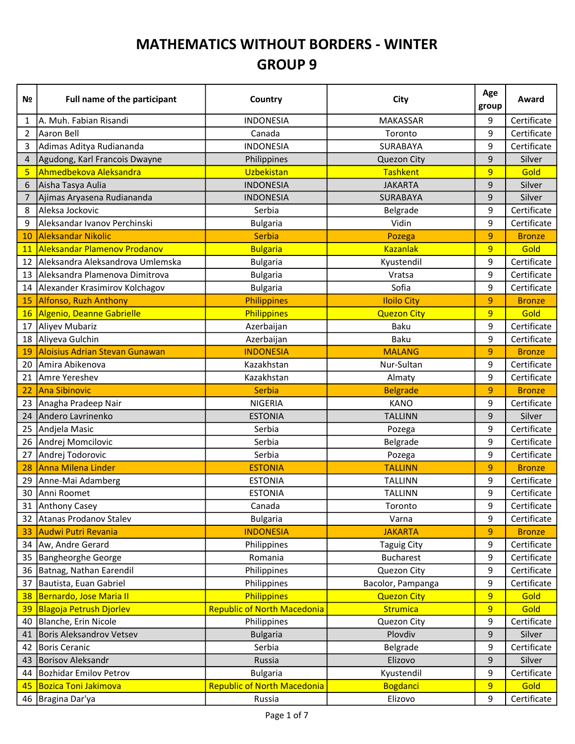# MATHEMATICS WITHOUT BORDERS - WINTER
## GROUP 9

| № | Full name of the participant | Country | City | Age group | Award |
|---|---|---|---|---|---|
| 1 | A. Muh. Fabian Risandi | INDONESIA | MAKASSAR | 9 | Certificate |
| 2 | Aaron Bell | Canada | Toronto | 9 | Certificate |
| 3 | Adimas Aditya Rudiananda | INDONESIA | SURABAYA | 9 | Certificate |
| 4 | Agudong, Karl Francois Dwayne | Philippines | Quezon City | 9 | Silver |
| 5 | Ahmedbekova Aleksandra | Uzbekistan | Tashkent | 9 | Gold |
| 6 | Aisha Tasya Aulia | INDONESIA | JAKARTA | 9 | Silver |
| 7 | Ajimas Aryasena Rudiananda | INDONESIA | SURABAYA | 9 | Silver |
| 8 | Aleksa Jockovic | Serbia | Belgrade | 9 | Certificate |
| 9 | Aleksandar Ivanov Perchinski | Bulgaria | Vidin | 9 | Certificate |
| 10 | Aleksandar Nikolic | Serbia | Pozega | 9 | Bronze |
| 11 | Aleksandar Plamenov Prodanov | Bulgaria | Kazanlak | 9 | Gold |
| 12 | Aleksandra Aleksandrova Umlemska | Bulgaria | Kyustendil | 9 | Certificate |
| 13 | Aleksandra Plamenova Dimitrova | Bulgaria | Vratsa | 9 | Certificate |
| 14 | Alexander Krasimirov Kolchagov | Bulgaria | Sofia | 9 | Certificate |
| 15 | Alfonso, Ruzh Anthony | Philippines | Iloilo City | 9 | Bronze |
| 16 | Algenio, Deanne Gabrielle | Philippines | Quezon City | 9 | Gold |
| 17 | Aliyev Mubariz | Azerbaijan | Baku | 9 | Certificate |
| 18 | Aliyeva Gulchin | Azerbaijan | Baku | 9 | Certificate |
| 19 | Aloisius Adrian Stevan Gunawan | INDONESIA | MALANG | 9 | Bronze |
| 20 | Amira Abikenova | Kazakhstan | Nur-Sultan | 9 | Certificate |
| 21 | Amre Yereshev | Kazakhstan | Almaty | 9 | Certificate |
| 22 | Ana Sibinovic | Serbia | Belgrade | 9 | Bronze |
| 23 | Anagha Pradeep Nair | NIGERIA | KANO | 9 | Certificate |
| 24 | Andero Lavrinenko | ESTONIA | TALLINN | 9 | Silver |
| 25 | Andjela Masic | Serbia | Pozega | 9 | Certificate |
| 26 | Andrej Momcilovic | Serbia | Belgrade | 9 | Certificate |
| 27 | Andrej Todorovic | Serbia | Pozega | 9 | Certificate |
| 28 | Anna Milena Linder | ESTONIA | TALLINN | 9 | Bronze |
| 29 | Anne-Mai Adamberg | ESTONIA | TALLINN | 9 | Certificate |
| 30 | Anni Roomet | ESTONIA | TALLINN | 9 | Certificate |
| 31 | Anthony Casey | Canada | Toronto | 9 | Certificate |
| 32 | Atanas Prodanov Stalev | Bulgaria | Varna | 9 | Certificate |
| 33 | Audwi Putri Revania | INDONESIA | JAKARTA | 9 | Bronze |
| 34 | Aw, Andre Gerard | Philippines | Taguig City | 9 | Certificate |
| 35 | Bangheorghe George | Romania | Bucharest | 9 | Certificate |
| 36 | Batnag, Nathan Earendil | Philippines | Quezon City | 9 | Certificate |
| 37 | Bautista, Euan Gabriel | Philippines | Bacolor, Pampanga | 9 | Certificate |
| 38 | Bernardo, Jose Maria II | Philippines | Quezon City | 9 | Gold |
| 39 | Blagoja Petrush Djorlev | Republic of North Macedonia | Strumica | 9 | Gold |
| 40 | Blanche, Erin Nicole | Philippines | Quezon City | 9 | Certificate |
| 41 | Boris Aleksandrov Vetsev | Bulgaria | Plovdiv | 9 | Silver |
| 42 | Boris Ceranic | Serbia | Belgrade | 9 | Certificate |
| 43 | Borisov Aleksandr | Russia | Elizovo | 9 | Silver |
| 44 | Bozhidar Emilov Petrov | Bulgaria | Kyustendil | 9 | Certificate |
| 45 | Bozica Toni Jakimova | Republic of North Macedonia | Bogdanci | 9 | Gold |
| 46 | Bragina Dar'ya | Russia | Elizovo | 9 | Certificate |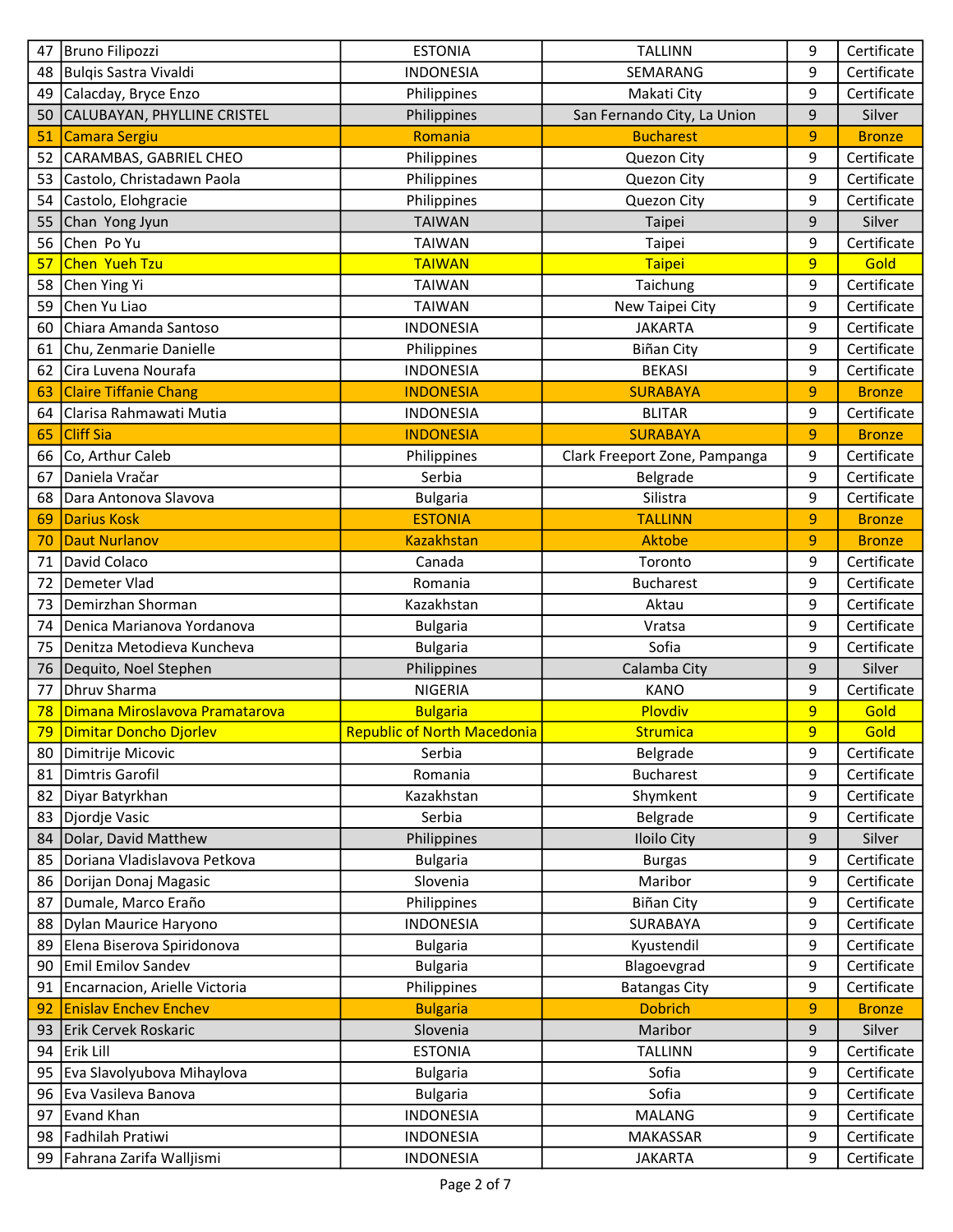| | | | | | |
|---|---|---|---|---|---|
| 47 | Bruno Filipozzi | ESTONIA | TALLINN | 9 | Certificate |
| 48 | Bulqis Sastra Vivaldi | INDONESIA | SEMARANG | 9 | Certificate |
| 49 | Calacday, Bryce Enzo | Philippines | Makati City | 9 | Certificate |
| 50 | CALUBAYAN, PHYLLINE CRISTEL | Philippines | San Fernando City, La Union | 9 | Silver |
| 51 | Camara Sergiu | Romania | Bucharest | 9 | Bronze |
| 52 | CARAMBAS, GABRIEL CHEO | Philippines | Quezon City | 9 | Certificate |
| 53 | Castolo, Christadawn Paola | Philippines | Quezon City | 9 | Certificate |
| 54 | Castolo, Elohgracie | Philippines | Quezon City | 9 | Certificate |
| 55 | Chan Yong Jyun | TAIWAN | Taipei | 9 | Silver |
| 56 | Chen Po Yu | TAIWAN | Taipei | 9 | Certificate |
| 57 | Chen Yueh Tzu | TAIWAN | Taipei | 9 | Gold |
| 58 | Chen Ying Yi | TAIWAN | Taichung | 9 | Certificate |
| 59 | Chen Yu Liao | TAIWAN | New Taipei City | 9 | Certificate |
| 60 | Chiara Amanda Santoso | INDONESIA | JAKARTA | 9 | Certificate |
| 61 | Chu, Zenmarie Danielle | Philippines | Biñan City | 9 | Certificate |
| 62 | Cira Luvena Nourafa | INDONESIA | BEKASI | 9 | Certificate |
| 63 | Claire Tiffanie Chang | INDONESIA | SURABAYA | 9 | Bronze |
| 64 | Clarisa Rahmawati Mutia | INDONESIA | BLITAR | 9 | Certificate |
| 65 | Cliff Sia | INDONESIA | SURABAYA | 9 | Bronze |
| 66 | Co, Arthur Caleb | Philippines | Clark Freeport Zone, Pampanga | 9 | Certificate |
| 67 | Daniela Vračar | Serbia | Belgrade | 9 | Certificate |
| 68 | Dara Antonova Slavova | Bulgaria | Silistra | 9 | Certificate |
| 69 | Darius Kosk | ESTONIA | TALLINN | 9 | Bronze |
| 70 | Daut Nurlanov | Kazakhstan | Aktobe | 9 | Bronze |
| 71 | David Colaco | Canada | Toronto | 9 | Certificate |
| 72 | Demeter Vlad | Romania | Bucharest | 9 | Certificate |
| 73 | Demirzhan Shorman | Kazakhstan | Aktau | 9 | Certificate |
| 74 | Denica Marianova Yordanova | Bulgaria | Vratsa | 9 | Certificate |
| 75 | Denitza Metodieva Kuncheva | Bulgaria | Sofia | 9 | Certificate |
| 76 | Dequito, Noel Stephen | Philippines | Calamba City | 9 | Silver |
| 77 | Dhruv Sharma | NIGERIA | KANO | 9 | Certificate |
| 78 | Dimana Miroslavova Pramatarova | Bulgaria | Plovdiv | 9 | Gold |
| 79 | Dimitar Doncho Djorlev | Republic of North Macedonia | Strumica | 9 | Gold |
| 80 | Dimitrije Micovic | Serbia | Belgrade | 9 | Certificate |
| 81 | Dimtris Garofil | Romania | Bucharest | 9 | Certificate |
| 82 | Diyar Batyrkhan | Kazakhstan | Shymkent | 9 | Certificate |
| 83 | Djordje Vasic | Serbia | Belgrade | 9 | Certificate |
| 84 | Dolar, David Matthew | Philippines | Iloilo City | 9 | Silver |
| 85 | Doriana Vladislavova Petkova | Bulgaria | Burgas | 9 | Certificate |
| 86 | Dorijan Donaj Magasic | Slovenia | Maribor | 9 | Certificate |
| 87 | Dumale, Marco Eraño | Philippines | Biñan City | 9 | Certificate |
| 88 | Dylan Maurice Haryono | INDONESIA | SURABAYA | 9 | Certificate |
| 89 | Elena Biserova Spiridonova | Bulgaria | Kyustendil | 9 | Certificate |
| 90 | Emil Emilov Sandev | Bulgaria | Blagoevgrad | 9 | Certificate |
| 91 | Encarnacion, Arielle Victoria | Philippines | Batangas City | 9 | Certificate |
| 92 | Enislav Enchev Enchev | Bulgaria | Dobrich | 9 | Bronze |
| 93 | Erik Cervek Roskaric | Slovenia | Maribor | 9 | Silver |
| 94 | Erik Lill | ESTONIA | TALLINN | 9 | Certificate |
| 95 | Eva Slavolyubova Mihaylova | Bulgaria | Sofia | 9 | Certificate |
| 96 | Eva Vasileva Banova | Bulgaria | Sofia | 9 | Certificate |
| 97 | Evand Khan | INDONESIA | MALANG | 9 | Certificate |
| 98 | Fadhilah Pratiwi | INDONESIA | MAKASSAR | 9 | Certificate |
| 99 | Fahrana Zarifa Walljismi | INDONESIA | JAKARTA | 9 | Certificate |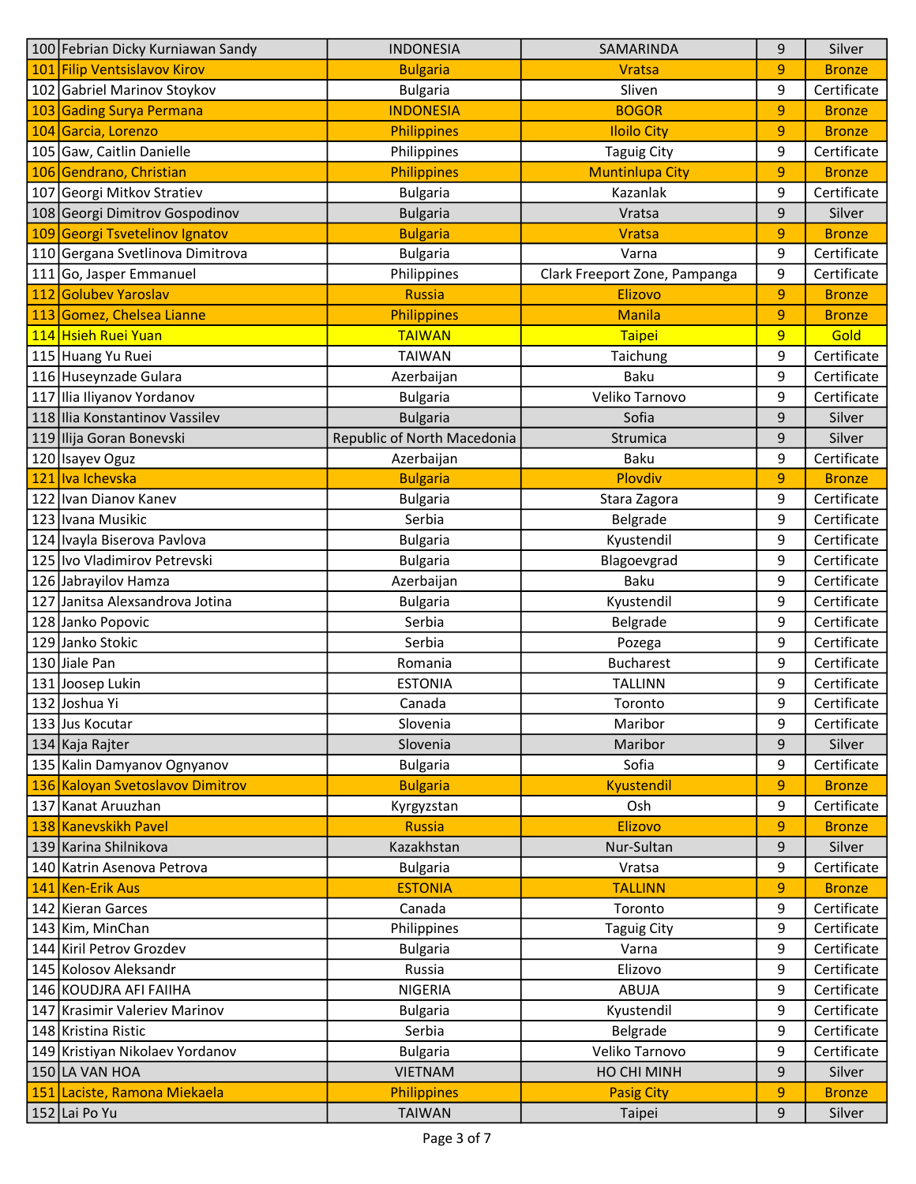| 100 | Febrian Dicky Kurniawan Sandy | INDONESIA | SAMARINDA | 9 | Silver |
|---|---|---|---|---|---|
| 101 | Filip Ventsislavov Kirov | Bulgaria | Vratsa | 9 | Bronze |
| 102 | Gabriel Marinov Stoykov | Bulgaria | Sliven | 9 | Certificate |
| 103 | Gading Surya Permana | INDONESIA | BOGOR | 9 | Bronze |
| 104 | Garcia, Lorenzo | Philippines | Iloilo City | 9 | Bronze |
| 105 | Gaw, Caitlin Danielle | Philippines | Taguig City | 9 | Certificate |
| 106 | Gendrano, Christian | Philippines | Muntinlupa City | 9 | Bronze |
| 107 | Georgi Mitkov Stratiev | Bulgaria | Kazanlak | 9 | Certificate |
| 108 | Georgi Dimitrov Gospodinov | Bulgaria | Vratsa | 9 | Silver |
| 109 | Georgi Tsvetelinov Ignatov | Bulgaria | Vratsa | 9 | Bronze |
| 110 | Gergana Svetlinova Dimitrova | Bulgaria | Varna | 9 | Certificate |
| 111 | Go, Jasper Emmanuel | Philippines | Clark Freeport Zone, Pampanga | 9 | Certificate |
| 112 | Golubev Yaroslav | Russia | Elizovo | 9 | Bronze |
| 113 | Gomez, Chelsea Lianne | Philippines | Manila | 9 | Bronze |
| 114 | Hsieh Ruei Yuan | TAIWAN | Taipei | 9 | Gold |
| 115 | Huang Yu Ruei | TAIWAN | Taichung | 9 | Certificate |
| 116 | Huseynzade Gulara | Azerbaijan | Baku | 9 | Certificate |
| 117 | Ilia Iliyanov Yordanov | Bulgaria | Veliko Tarnovo | 9 | Certificate |
| 118 | Ilia Konstantinov Vassilev | Bulgaria | Sofia | 9 | Silver |
| 119 | Ilija Goran Bonevski | Republic of North Macedonia | Strumica | 9 | Silver |
| 120 | Isayev Oguz | Azerbaijan | Baku | 9 | Certificate |
| 121 | Iva Ichevska | Bulgaria | Plovdiv | 9 | Bronze |
| 122 | Ivan Dianov Kanev | Bulgaria | Stara Zagora | 9 | Certificate |
| 123 | Ivana Musikic | Serbia | Belgrade | 9 | Certificate |
| 124 | Ivayla Biserova Pavlova | Bulgaria | Kyustendil | 9 | Certificate |
| 125 | Ivo Vladimirov Petrevski | Bulgaria | Blagoevgrad | 9 | Certificate |
| 126 | Jabrayilov Hamza | Azerbaijan | Baku | 9 | Certificate |
| 127 | Janitsa Alexsandrova Jotina | Bulgaria | Kyustendil | 9 | Certificate |
| 128 | Janko Popovic | Serbia | Belgrade | 9 | Certificate |
| 129 | Janko Stokic | Serbia | Pozega | 9 | Certificate |
| 130 | Jiale Pan | Romania | Bucharest | 9 | Certificate |
| 131 | Joosep Lukin | ESTONIA | TALLINN | 9 | Certificate |
| 132 | Joshua Yi | Canada | Toronto | 9 | Certificate |
| 133 | Jus Kocutar | Slovenia | Maribor | 9 | Certificate |
| 134 | Kaja Rajter | Slovenia | Maribor | 9 | Silver |
| 135 | Kalin Damyanov Ognyanov | Bulgaria | Sofia | 9 | Certificate |
| 136 | Kaloyan Svetoslavov Dimitrov | Bulgaria | Kyustendil | 9 | Bronze |
| 137 | Kanat Aruuzhan | Kyrgyzstan | Osh | 9 | Certificate |
| 138 | Kanevskikh Pavel | Russia | Elizovo | 9 | Bronze |
| 139 | Karina Shilnikova | Kazakhstan | Nur-Sultan | 9 | Silver |
| 140 | Katrin Asenova Petrova | Bulgaria | Vratsa | 9 | Certificate |
| 141 | Ken-Erik Aus | ESTONIA | TALLINN | 9 | Bronze |
| 142 | Kieran Garces | Canada | Toronto | 9 | Certificate |
| 143 | Kim, MinChan | Philippines | Taguig City | 9 | Certificate |
| 144 | Kiril Petrov Grozdev | Bulgaria | Varna | 9 | Certificate |
| 145 | Kolosov Aleksandr | Russia | Elizovo | 9 | Certificate |
| 146 | KOUDJRA AFI FAIIHA | NIGERIA | ABUJA | 9 | Certificate |
| 147 | Krasimir Valeriev Marinov | Bulgaria | Kyustendil | 9 | Certificate |
| 148 | Kristina Ristic | Serbia | Belgrade | 9 | Certificate |
| 149 | Kristiyan Nikolaev Yordanov | Bulgaria | Veliko Tarnovo | 9 | Certificate |
| 150 | LA VAN HOA | VIETNAM | HO CHI MINH | 9 | Silver |
| 151 | Laciste, Ramona Miekaela | Philippines | Pasig City | 9 | Bronze |
| 152 | Lai Po Yu | TAIWAN | Taipei | 9 | Silver |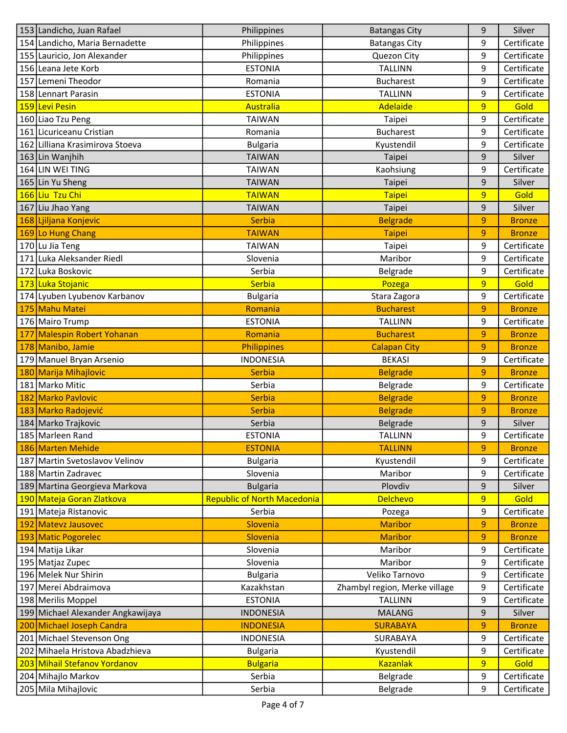| 153 | Landicho, Juan Rafael | Philippines | Batangas City | 9 | Silver |
|---|---|---|---|---|---|
| 154 | Landicho, Maria Bernadette | Philippines | Batangas City | 9 | Certificate |
| 155 | Lauricio, Jon Alexander | Philippines | Quezon City | 9 | Certificate |
| 156 | Leana Jete Korb | ESTONIA | TALLINN | 9 | Certificate |
| 157 | Lemeni Theodor | Romania | Bucharest | 9 | Certificate |
| 158 | Lennart Parasin | ESTONIA | TALLINN | 9 | Certificate |
| 159 | Levi Pesin | Australia | Adelaide | 9 | Gold |
| 160 | Liao Tzu Peng | TAIWAN | Taipei | 9 | Certificate |
| 161 | Licuriceanu Cristian | Romania | Bucharest | 9 | Certificate |
| 162 | Lilliana Krasimirova Stoeva | Bulgaria | Kyustendil | 9 | Certificate |
| 163 | Lin Wanjhih | TAIWAN | Taipei | 9 | Silver |
| 164 | LIN WEI TING | TAIWAN | Kaohsiung | 9 | Certificate |
| 165 | Lin Yu Sheng | TAIWAN | Taipei | 9 | Silver |
| 166 | Liu Tzu Chi | TAIWAN | Taipei | 9 | Gold |
| 167 | Liu Jhao Yang | TAIWAN | Taipei | 9 | Silver |
| 168 | Ljiljana Konjevic | Serbia | Belgrade | 9 | Bronze |
| 169 | Lo Hung Chang | TAIWAN | Taipei | 9 | Bronze |
| 170 | Lu Jia Teng | TAIWAN | Taipei | 9 | Certificate |
| 171 | Luka Aleksander Riedl | Slovenia | Maribor | 9 | Certificate |
| 172 | Luka Boskovic | Serbia | Belgrade | 9 | Certificate |
| 173 | Luka Stojanic | Serbia | Pozega | 9 | Gold |
| 174 | Lyuben Lyubenov Karbanov | Bulgaria | Stara Zagora | 9 | Certificate |
| 175 | Mahu Matei | Romania | Bucharest | 9 | Bronze |
| 176 | Mairo Trump | ESTONIA | TALLINN | 9 | Certificate |
| 177 | Malespin Robert Yohanan | Romania | Bucharest | 9 | Bronze |
| 178 | Manibo, Jamie | Philippines | Calapan City | 9 | Bronze |
| 179 | Manuel Bryan Arsenio | INDONESIA | BEKASI | 9 | Certificate |
| 180 | Marija Mihajlovic | Serbia | Belgrade | 9 | Bronze |
| 181 | Marko Mitic | Serbia | Belgrade | 9 | Certificate |
| 182 | Marko Pavlovic | Serbia | Belgrade | 9 | Bronze |
| 183 | Marko Radojević | Serbia | Belgrade | 9 | Bronze |
| 184 | Marko Trajkovic | Serbia | Belgrade | 9 | Silver |
| 185 | Marleen Rand | ESTONIA | TALLINN | 9 | Certificate |
| 186 | Marten Mehide | ESTONIA | TALLINN | 9 | Bronze |
| 187 | Martin Svetoslavov Velinov | Bulgaria | Kyustendil | 9 | Certificate |
| 188 | Martin Zadravec | Slovenia | Maribor | 9 | Certificate |
| 189 | Martina Georgieva Markova | Bulgaria | Plovdiv | 9 | Silver |
| 190 | Mateja Goran Zlatkova | Republic of North Macedonia | Delchevo | 9 | Gold |
| 191 | Mateja Ristanovic | Serbia | Pozega | 9 | Certificate |
| 192 | Matevz Jausovec | Slovenia | Maribor | 9 | Bronze |
| 193 | Matic Pogorelec | Slovenia | Maribor | 9 | Bronze |
| 194 | Matija Likar | Slovenia | Maribor | 9 | Certificate |
| 195 | Matjaz Zupec | Slovenia | Maribor | 9 | Certificate |
| 196 | Melek Nur Shirin | Bulgaria | Veliko Tarnovo | 9 | Certificate |
| 197 | Merei Abdraimova | Kazakhstan | Zhambyl region, Merke village | 9 | Certificate |
| 198 | Merilis Moppel | ESTONIA | TALLINN | 9 | Certificate |
| 199 | Michael Alexander Angkawijaya | INDONESIA | MALANG | 9 | Silver |
| 200 | Michael Joseph Candra | INDONESIA | SURABAYA | 9 | Bronze |
| 201 | Michael Stevenson Ong | INDONESIA | SURABAYA | 9 | Certificate |
| 202 | Mihaela Hristova Abadzhieva | Bulgaria | Kyustendil | 9 | Certificate |
| 203 | Mihail Stefanov Yordanov | Bulgaria | Kazanlak | 9 | Gold |
| 204 | Mihajlo Markov | Serbia | Belgrade | 9 | Certificate |
| 205 | Mila Mihajlovic | Serbia | Belgrade | 9 | Certificate |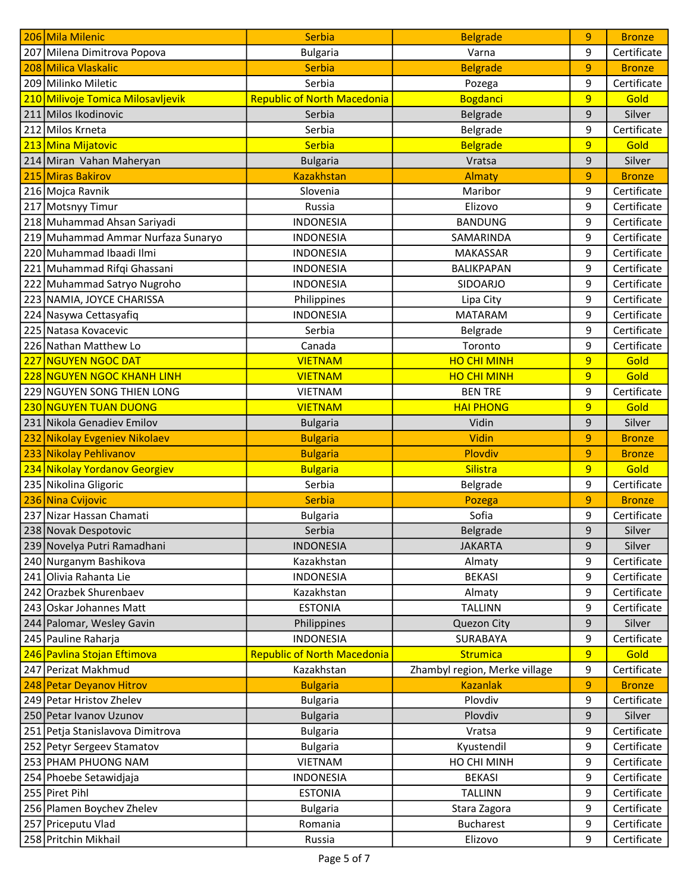| 206 | Mila Milenic | Serbia | Belgrade | 9 | Bronze |
|---|---|---|---|---|---|
| 207 | Milena Dimitrova Popova | Bulgaria | Varna | 9 | Certificate |
| 208 | Milica Vlaskalic | Serbia | Belgrade | 9 | Bronze |
| 209 | Milinko Miletic | Serbia | Pozega | 9 | Certificate |
| 210 | Milivoje Tomica Milosavljevik | Republic of North Macedonia | Bogdanci | 9 | Gold |
| 211 | Milos Ikodinovic | Serbia | Belgrade | 9 | Silver |
| 212 | Milos Krneta | Serbia | Belgrade | 9 | Certificate |
| 213 | Mina Mijatovic | Serbia | Belgrade | 9 | Gold |
| 214 | Miran Vahan Maheryan | Bulgaria | Vratsa | 9 | Silver |
| 215 | Miras Bakirov | Kazakhstan | Almaty | 9 | Bronze |
| 216 | Mojca Ravnik | Slovenia | Maribor | 9 | Certificate |
| 217 | Motsnyy Timur | Russia | Elizovo | 9 | Certificate |
| 218 | Muhammad Ahsan Sariyadi | INDONESIA | BANDUNG | 9 | Certificate |
| 219 | Muhammad Ammar Nurfaza Sunaryo | INDONESIA | SAMARINDA | 9 | Certificate |
| 220 | Muhammad Ibaadi Ilmi | INDONESIA | MAKASSAR | 9 | Certificate |
| 221 | Muhammad Rifqi Ghassani | INDONESIA | BALIKPAPAN | 9 | Certificate |
| 222 | Muhammad Satryo Nugroho | INDONESIA | SIDOARJO | 9 | Certificate |
| 223 | NAMIA, JOYCE CHARISSA | Philippines | Lipa City | 9 | Certificate |
| 224 | Nasywa Cettasyafiq | INDONESIA | MATARAM | 9 | Certificate |
| 225 | Natasa Kovacevic | Serbia | Belgrade | 9 | Certificate |
| 226 | Nathan Matthew Lo | Canada | Toronto | 9 | Certificate |
| 227 | NGUYEN NGOC DAT | VIETNAM | HO CHI MINH | 9 | Gold |
| 228 | NGUYEN NGOC KHANH LINH | VIETNAM | HO CHI MINH | 9 | Gold |
| 229 | NGUYEN SONG THIEN LONG | VIETNAM | BEN TRE | 9 | Certificate |
| 230 | NGUYEN TUAN DUONG | VIETNAM | HAI PHONG | 9 | Gold |
| 231 | Nikola Genadiev Emilov | Bulgaria | Vidin | 9 | Silver |
| 232 | Nikolay Evgeniev Nikolaev | Bulgaria | Vidin | 9 | Bronze |
| 233 | Nikolay Pehlivanov | Bulgaria | Plovdiv | 9 | Bronze |
| 234 | Nikolay Yordanov Georgiev | Bulgaria | Silistra | 9 | Gold |
| 235 | Nikolina Gligoric | Serbia | Belgrade | 9 | Certificate |
| 236 | Nina Cvijovic | Serbia | Pozega | 9 | Bronze |
| 237 | Nizar Hassan Chamati | Bulgaria | Sofia | 9 | Certificate |
| 238 | Novak Despotovic | Serbia | Belgrade | 9 | Silver |
| 239 | Novelya Putri Ramadhani | INDONESIA | JAKARTA | 9 | Silver |
| 240 | Nurganym Bashikova | Kazakhstan | Almaty | 9 | Certificate |
| 241 | Olivia Rahanta Lie | INDONESIA | BEKASI | 9 | Certificate |
| 242 | Orazbek Shurenbaev | Kazakhstan | Almaty | 9 | Certificate |
| 243 | Oskar Johannes Matt | ESTONIA | TALLINN | 9 | Certificate |
| 244 | Palomar, Wesley Gavin | Philippines | Quezon City | 9 | Silver |
| 245 | Pauline Raharja | INDONESIA | SURABAYA | 9 | Certificate |
| 246 | Pavlina Stojan Eftimova | Republic of North Macedonia | Strumica | 9 | Gold |
| 247 | Perizat Makhmud | Kazakhstan | Zhambyl region, Merke village | 9 | Certificate |
| 248 | Petar Deyanov Hitrov | Bulgaria | Kazanlak | 9 | Bronze |
| 249 | Petar Hristov Zhelev | Bulgaria | Plovdiv | 9 | Certificate |
| 250 | Petar Ivanov Uzunov | Bulgaria | Plovdiv | 9 | Silver |
| 251 | Petja Stanislavova Dimitrova | Bulgaria | Vratsa | 9 | Certificate |
| 252 | Petyr Sergeev Stamatov | Bulgaria | Kyustendil | 9 | Certificate |
| 253 | PHAM PHUONG NAM | VIETNAM | HO CHI MINH | 9 | Certificate |
| 254 | Phoebe Setawidjaja | INDONESIA | BEKASI | 9 | Certificate |
| 255 | Piret Pihl | ESTONIA | TALLINN | 9 | Certificate |
| 256 | Plamen Boychev Zhelev | Bulgaria | Stara Zagora | 9 | Certificate |
| 257 | Priceputu Vlad | Romania | Bucharest | 9 | Certificate |
| 258 | Pritchin Mikhail | Russia | Elizovo | 9 | Certificate |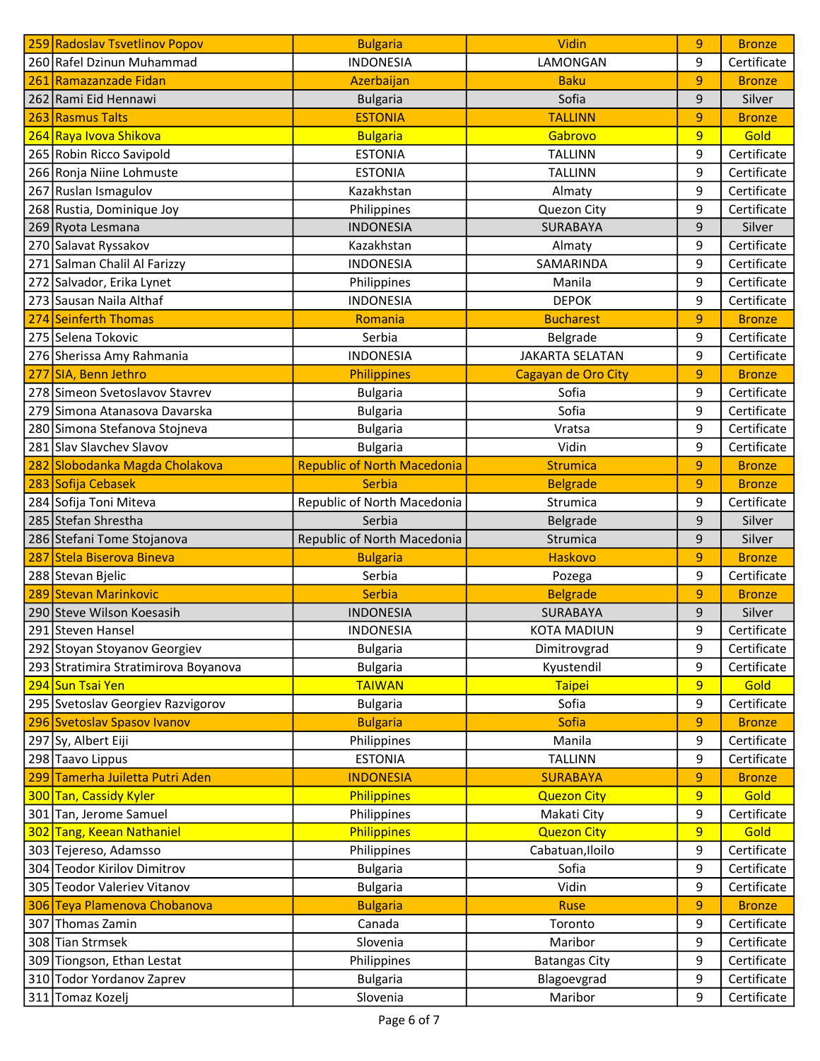| 259 | Radoslav Tsvetlinov Popov | Bulgaria | Vidin | 9 | Bronze |
|---|---|---|---|---|---|
| 260 | Rafel Dzinun Muhammad | INDONESIA | LAMONGAN | 9 | Certificate |
| 261 | Ramazanzade Fidan | Azerbaijan | Baku | 9 | Bronze |
| 262 | Rami Eid Hennawi | Bulgaria | Sofia | 9 | Silver |
| 263 | Rasmus Talts | ESTONIA | TALLINN | 9 | Bronze |
| 264 | Raya Ivova Shikova | Bulgaria | Gabrovo | 9 | Gold |
| 265 | Robin Ricco Savipold | ESTONIA | TALLINN | 9 | Certificate |
| 266 | Ronja Niine Lohmuste | ESTONIA | TALLINN | 9 | Certificate |
| 267 | Ruslan Ismagulov | Kazakhstan | Almaty | 9 | Certificate |
| 268 | Rustia, Dominique Joy | Philippines | Quezon City | 9 | Certificate |
| 269 | Ryota Lesmana | INDONESIA | SURABAYA | 9 | Silver |
| 270 | Salavat Ryssakov | Kazakhstan | Almaty | 9 | Certificate |
| 271 | Salman Chalil Al Farizzy | INDONESIA | SAMARINDA | 9 | Certificate |
| 272 | Salvador, Erika Lynet | Philippines | Manila | 9 | Certificate |
| 273 | Sausan Naila Althaf | INDONESIA | DEPOK | 9 | Certificate |
| 274 | Seinferth Thomas | Romania | Bucharest | 9 | Bronze |
| 275 | Selena Tokovic | Serbia | Belgrade | 9 | Certificate |
| 276 | Sherissa Amy Rahmania | INDONESIA | JAKARTA SELATAN | 9 | Certificate |
| 277 | SIA, Benn Jethro | Philippines | Cagayan de Oro City | 9 | Bronze |
| 278 | Simeon Svetoslavov Stavrev | Bulgaria | Sofia | 9 | Certificate |
| 279 | Simona Atanasova Davarska | Bulgaria | Sofia | 9 | Certificate |
| 280 | Simona Stefanova Stojneva | Bulgaria | Vratsa | 9 | Certificate |
| 281 | Slav Slavchev Slavov | Bulgaria | Vidin | 9 | Certificate |
| 282 | Slobodanka Magda Cholakova | Republic of North Macedonia | Strumica | 9 | Bronze |
| 283 | Sofija Cebasek | Serbia | Belgrade | 9 | Bronze |
| 284 | Sofija Toni Miteva | Republic of North Macedonia | Strumica | 9 | Certificate |
| 285 | Stefan Shrestha | Serbia | Belgrade | 9 | Silver |
| 286 | Stefani Tome Stojanova | Republic of North Macedonia | Strumica | 9 | Silver |
| 287 | Stela Biserova Bineva | Bulgaria | Haskovo | 9 | Bronze |
| 288 | Stevan Bjelic | Serbia | Pozega | 9 | Certificate |
| 289 | Stevan Marinkovic | Serbia | Belgrade | 9 | Bronze |
| 290 | Steve Wilson Koesasih | INDONESIA | SURABAYA | 9 | Silver |
| 291 | Steven Hansel | INDONESIA | KOTA MADIUN | 9 | Certificate |
| 292 | Stoyan Stoyanov Georgiev | Bulgaria | Dimitrovgrad | 9 | Certificate |
| 293 | Stratimira Stratimirova Boyanova | Bulgaria | Kyustendil | 9 | Certificate |
| 294 | Sun Tsai Yen | TAIWAN | Taipei | 9 | Gold |
| 295 | Svetoslav Georgiev Razvigorov | Bulgaria | Sofia | 9 | Certificate |
| 296 | Svetoslav Spasov Ivanov | Bulgaria | Sofia | 9 | Bronze |
| 297 | Sy, Albert Eiji | Philippines | Manila | 9 | Certificate |
| 298 | Taavo Lippus | ESTONIA | TALLINN | 9 | Certificate |
| 299 | Tamerha Juiletta Putri Aden | INDONESIA | SURABAYA | 9 | Bronze |
| 300 | Tan, Cassidy Kyler | Philippines | Quezon City | 9 | Gold |
| 301 | Tan, Jerome Samuel | Philippines | Makati City | 9 | Certificate |
| 302 | Tang, Keean Nathaniel | Philippines | Quezon City | 9 | Gold |
| 303 | Tejereso, Adamsso | Philippines | Cabatuan,Iloilo | 9 | Certificate |
| 304 | Teodor Kirilov Dimitrov | Bulgaria | Sofia | 9 | Certificate |
| 305 | Teodor Valeriev Vitanov | Bulgaria | Vidin | 9 | Certificate |
| 306 | Teya Plamenova Chobanova | Bulgaria | Ruse | 9 | Bronze |
| 307 | Thomas Zamin | Canada | Toronto | 9 | Certificate |
| 308 | Tian Strmsek | Slovenia | Maribor | 9 | Certificate |
| 309 | Tiongson, Ethan Lestat | Philippines | Batangas City | 9 | Certificate |
| 310 | Todor Yordanov Zaprev | Bulgaria | Blagoevgrad | 9 | Certificate |
| 311 | Tomaz Kozelj | Slovenia | Maribor | 9 | Certificate |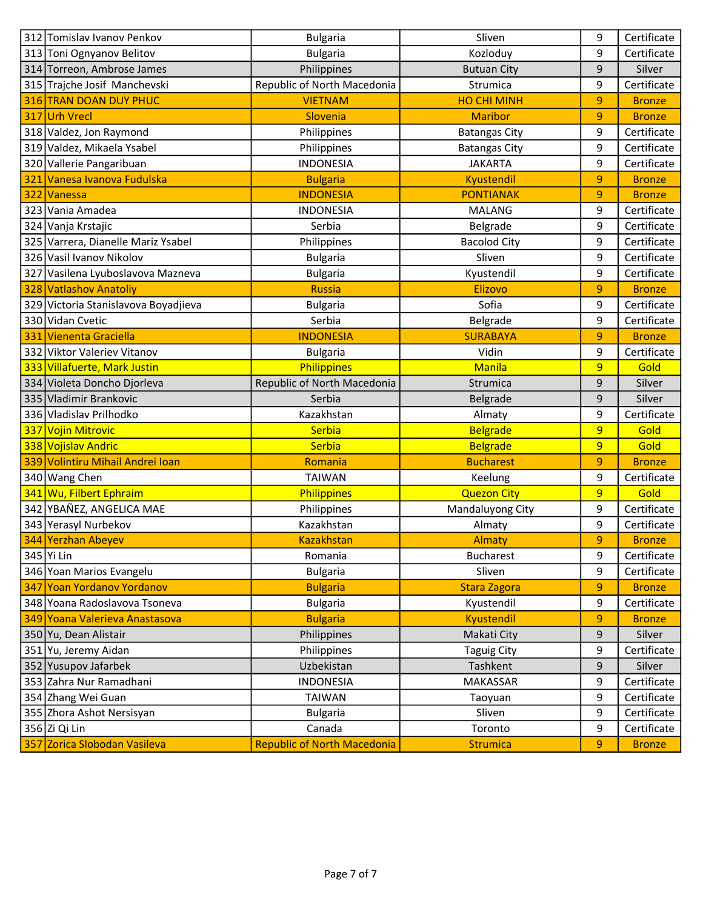| | | | | | |
|---|---|---|---|---|---|
| 312 | Tomislav Ivanov Penkov | Bulgaria | Sliven | 9 | Certificate |
| 313 | Toni Ognyanov Belitov | Bulgaria | Kozloduy | 9 | Certificate |
| 314 | Torreon, Ambrose James | Philippines | Butuan City | 9 | Silver |
| 315 | Trajche Josif  Manchevski | Republic of North Macedonia | Strumica | 9 | Certificate |
| 316 | TRAN DOAN DUY PHUC | VIETNAM | HO CHI MINH | 9 | Bronze |
| 317 | Urh Vrecl | Slovenia | Maribor | 9 | Bronze |
| 318 | Valdez, Jon Raymond | Philippines | Batangas City | 9 | Certificate |
| 319 | Valdez, Mikaela Ysabel | Philippines | Batangas City | 9 | Certificate |
| 320 | Vallerie Pangaribuan | INDONESIA | JAKARTA | 9 | Certificate |
| 321 | Vanesa Ivanova Fudulska | Bulgaria | Kyustendil | 9 | Bronze |
| 322 | Vanessa | INDONESIA | PONTIANAK | 9 | Bronze |
| 323 | Vania Amadea | INDONESIA | MALANG | 9 | Certificate |
| 324 | Vanja Krstajic | Serbia | Belgrade | 9 | Certificate |
| 325 | Varrera, Dianelle Mariz Ysabel | Philippines | Bacolod City | 9 | Certificate |
| 326 | Vasil Ivanov Nikolov | Bulgaria | Sliven | 9 | Certificate |
| 327 | Vasilena Lyuboslavova Mazneva | Bulgaria | Kyustendil | 9 | Certificate |
| 328 | Vatlashov Anatoliy | Russia | Elizovo | 9 | Bronze |
| 329 | Victoria Stanislavova Boyadjieva | Bulgaria | Sofia | 9 | Certificate |
| 330 | Vidan Cvetic | Serbia | Belgrade | 9 | Certificate |
| 331 | Vienenta Graciella | INDONESIA | SURABAYA | 9 | Bronze |
| 332 | Viktor Valeriev Vitanov | Bulgaria | Vidin | 9 | Certificate |
| 333 | Villafuerte, Mark Justin | Philippines | Manila | 9 | Gold |
| 334 | Violeta Doncho Djorleva | Republic of North Macedonia | Strumica | 9 | Silver |
| 335 | Vladimir Brankovic | Serbia | Belgrade | 9 | Silver |
| 336 | Vladislav Prilhodko | Kazakhstan | Almaty | 9 | Certificate |
| 337 | Vojin Mitrovic | Serbia | Belgrade | 9 | Gold |
| 338 | Vojislav Andric | Serbia | Belgrade | 9 | Gold |
| 339 | Volintiru Mihail Andrei Ioan | Romania | Bucharest | 9 | Bronze |
| 340 | Wang Chen | TAIWAN | Keelung | 9 | Certificate |
| 341 | Wu, Filbert Ephraim | Philippines | Quezon City | 9 | Gold |
| 342 | YBAÑEZ, ANGELICA MAE | Philippines | Mandaluyong City | 9 | Certificate |
| 343 | Yerasyl Nurbekov | Kazakhstan | Almaty | 9 | Certificate |
| 344 | Yerzhan Abeyev | Kazakhstan | Almaty | 9 | Bronze |
| 345 | Yi Lin | Romania | Bucharest | 9 | Certificate |
| 346 | Yoan Marios Evangelu | Bulgaria | Sliven | 9 | Certificate |
| 347 | Yoan Yordanov Yordanov | Bulgaria | Stara Zagora | 9 | Bronze |
| 348 | Yoana Radoslavova Tsoneva | Bulgaria | Kyustendil | 9 | Certificate |
| 349 | Yoana Valerieva Anastasova | Bulgaria | Kyustendil | 9 | Bronze |
| 350 | Yu, Dean Alistair | Philippines | Makati City | 9 | Silver |
| 351 | Yu, Jeremy Aidan | Philippines | Taguig City | 9 | Certificate |
| 352 | Yusupov Jafarbek | Uzbekistan | Tashkent | 9 | Silver |
| 353 | Zahra Nur Ramadhani | INDONESIA | MAKASSAR | 9 | Certificate |
| 354 | Zhang Wei Guan | TAIWAN | Taoyuan | 9 | Certificate |
| 355 | Zhora Ashot Nersisyan | Bulgaria | Sliven | 9 | Certificate |
| 356 | Zi Qi Lin | Canada | Toronto | 9 | Certificate |
| 357 | Zorica Slobodan Vasileva | Republic of North Macedonia | Strumica | 9 | Bronze |